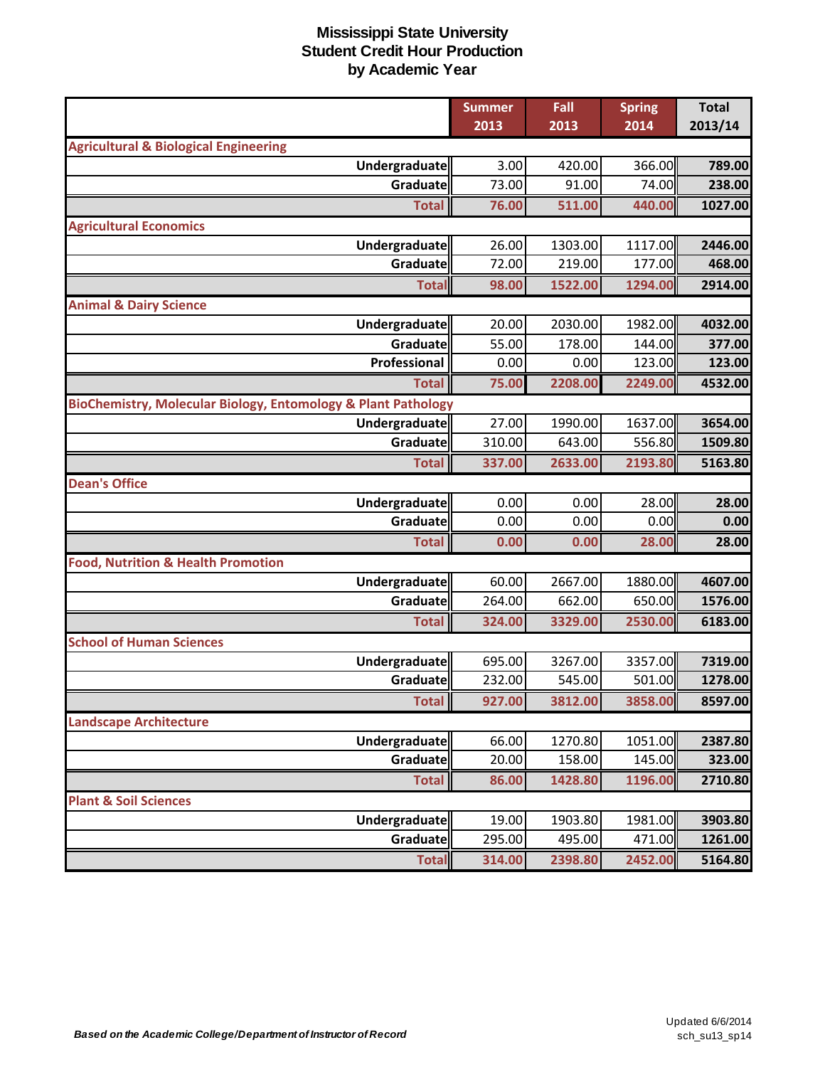# Mississippi State University
## Student Credit Hour Production
## by Academic Year

| | Summer 2013 | Fall 2013 | Spring 2014 | Total 2013/14 |
|---|---|---|---|---|
| **Agricultural & Biological Engineering** | | | | |
| Undergraduate | 3.00 | 420.00 | 366.00 | 789.00 |
| Graduate | 73.00 | 91.00 | 74.00 | 238.00 |
| **Total** | **76.00** | **511.00** | **440.00** | **1027.00** |
| **Agricultural Economics** | | | | |
| Undergraduate | 26.00 | 1303.00 | 1117.00 | 2446.00 |
| Graduate | 72.00 | 219.00 | 177.00 | 468.00 |
| **Total** | **98.00** | **1522.00** | **1294.00** | **2914.00** |
| **Animal & Dairy Science** | | | | |
| Undergraduate | 20.00 | 2030.00 | 1982.00 | 4032.00 |
| Graduate | 55.00 | 178.00 | 144.00 | 377.00 |
| Professional | 0.00 | 0.00 | 123.00 | 123.00 |
| **Total** | **75.00** | **2208.00** | **2249.00** | **4532.00** |
| **BioChemistry, Molecular Biology, Entomology & Plant Pathology** | | | | |
| Undergraduate | 27.00 | 1990.00 | 1637.00 | 3654.00 |
| Graduate | 310.00 | 643.00 | 556.80 | 1509.80 |
| **Total** | **337.00** | **2633.00** | **2193.80** | **5163.80** |
| **Dean's Office** | | | | |
| Undergraduate | 0.00 | 0.00 | 28.00 | 28.00 |
| Graduate | 0.00 | 0.00 | 0.00 | 0.00 |
| **Total** | **0.00** | **0.00** | **28.00** | **28.00** |
| **Food, Nutrition & Health Promotion** | | | | |
| Undergraduate | 60.00 | 2667.00 | 1880.00 | 4607.00 |
| Graduate | 264.00 | 662.00 | 650.00 | 1576.00 |
| **Total** | **324.00** | **3329.00** | **2530.00** | **6183.00** |
| **School of Human Sciences** | | | | |
| Undergraduate | 695.00 | 3267.00 | 3357.00 | 7319.00 |
| Graduate | 232.00 | 545.00 | 501.00 | 1278.00 |
| **Total** | **927.00** | **3812.00** | **3858.00** | **8597.00** |
| **Landscape Architecture** | | | | |
| Undergraduate | 66.00 | 1270.80 | 1051.00 | 2387.80 |
| Graduate | 20.00 | 158.00 | 145.00 | 323.00 |
| **Total** | **86.00** | **1428.80** | **1196.00** | **2710.80** |
| **Plant & Soil Sciences** | | | | |
| Undergraduate | 19.00 | 1903.80 | 1981.00 | 3903.80 |
| Graduate | 295.00 | 495.00 | 471.00 | 1261.00 |
| **Total** | **314.00** | **2398.80** | **2452.00** | **5164.80** |

*Based on the Academic College/Department of Instructor of Record*

Updated 6/6/2014
sch_su13_sp14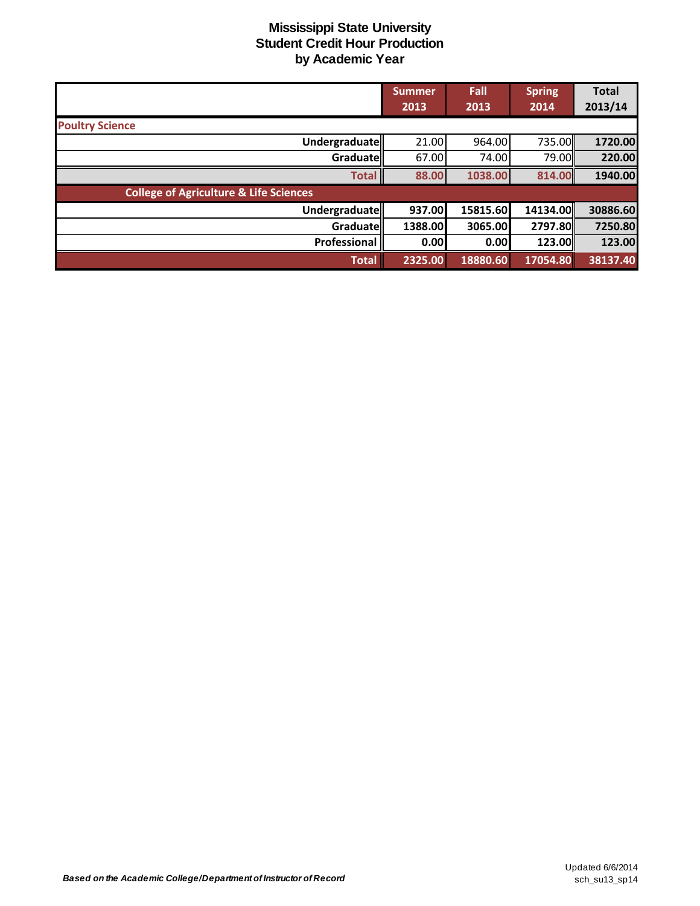# Mississippi State University
## Student Credit Hour Production
## by Academic Year

| | Summer 2013 | Fall 2013 | Spring 2014 | Total 2013/14 |
|---|---|---|---|---|
| **Poultry Science** | | | | |
| **Undergraduate** | 21.00 | 964.00 | 735.00 | **1720.00** |
| **Graduate** | 67.00 | 74.00 | 79.00 | **220.00** |
| **Total** | **88.00** | **1038.00** | **814.00** | **1940.00** |
| **College of Agriculture & Life Sciences** | | | | |
| **Undergraduate** | **937.00** | **15815.60** | **14134.00** | **30886.60** |
| **Graduate** | **1388.00** | **3065.00** | **2797.80** | **7250.80** |
| **Professional** | **0.00** | **0.00** | **123.00** | **123.00** |
| **Total** | **2325.00** | **18880.60** | **17054.80** | **38137.40** |

***Based on the Academic College/Department of Instructor of Record***

Updated 6/6/2014
sch_su13_sp14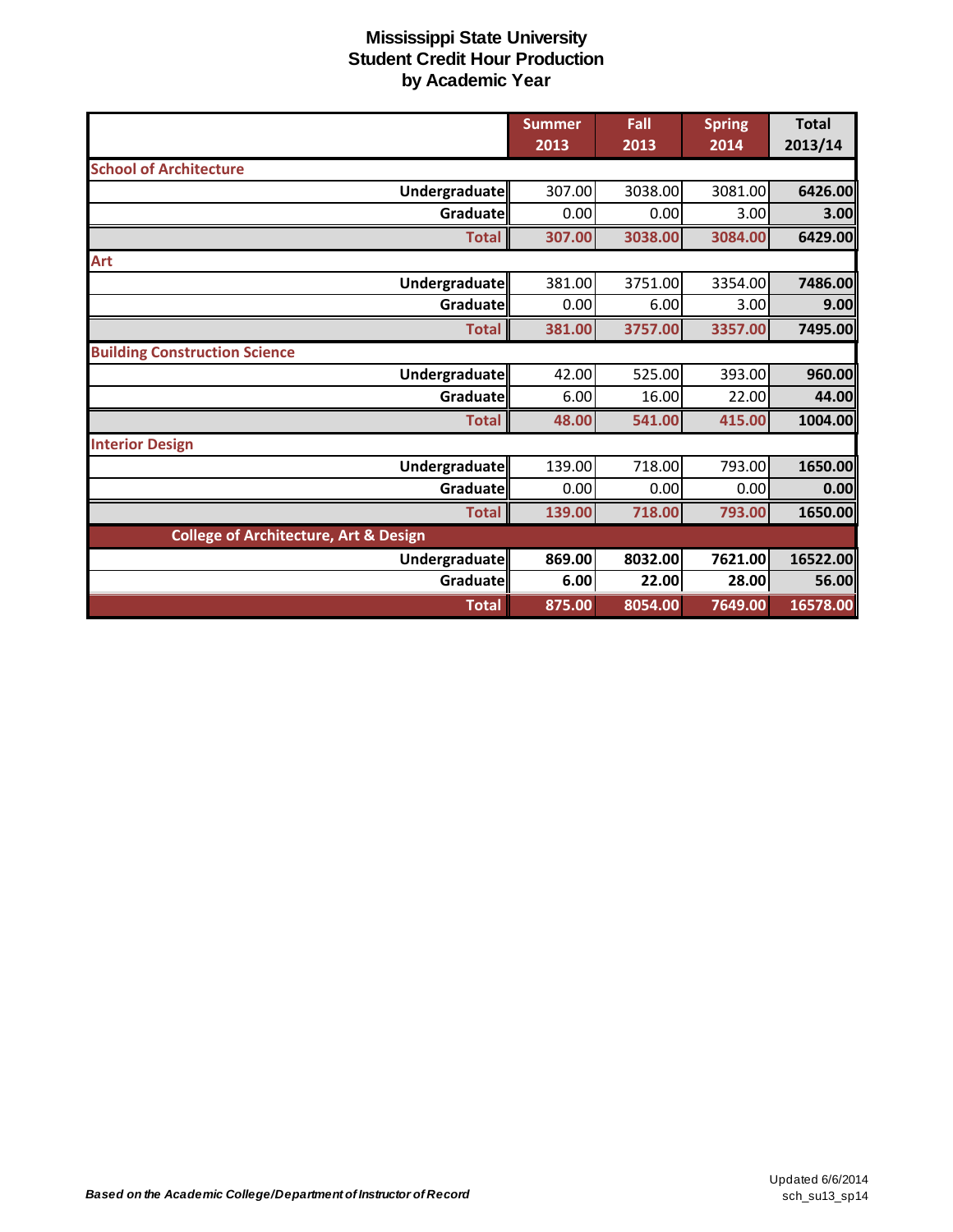# Mississippi State University
## Student Credit Hour Production
### by Academic Year

| | Summer 2013 | Fall 2013 | Spring 2014 | Total 2013/14 |
|---|---|---|---|---|
| **School of Architecture** | | | | |
| Undergraduate | 307.00 | 3038.00 | 3081.00 | 6426.00 |
| Graduate | 0.00 | 0.00 | 3.00 | 3.00 |
| **Total** | 307.00 | 3038.00 | 3084.00 | 6429.00 |
| **Art** | | | | |
| Undergraduate | 381.00 | 3751.00 | 3354.00 | 7486.00 |
| Graduate | 0.00 | 6.00 | 3.00 | 9.00 |
| **Total** | 381.00 | 3757.00 | 3357.00 | 7495.00 |
| **Building Construction Science** | | | | |
| Undergraduate | 42.00 | 525.00 | 393.00 | 960.00 |
| Graduate | 6.00 | 16.00 | 22.00 | 44.00 |
| **Total** | 48.00 | 541.00 | 415.00 | 1004.00 |
| **Interior Design** | | | | |
| Undergraduate | 139.00 | 718.00 | 793.00 | 1650.00 |
| Graduate | 0.00 | 0.00 | 0.00 | 0.00 |
| **Total** | 139.00 | 718.00 | 793.00 | 1650.00 |
| **College of Architecture, Art & Design** | | | | |
| Undergraduate | 869.00 | 8032.00 | 7621.00 | 16522.00 |
| Graduate | 6.00 | 22.00 | 28.00 | 56.00 |
| **Total** | 875.00 | 8054.00 | 7649.00 | 16578.00 |

***Based on the Academic College/Department of Instructor of Record***

Updated 6/6/2014
sch_su13_sp14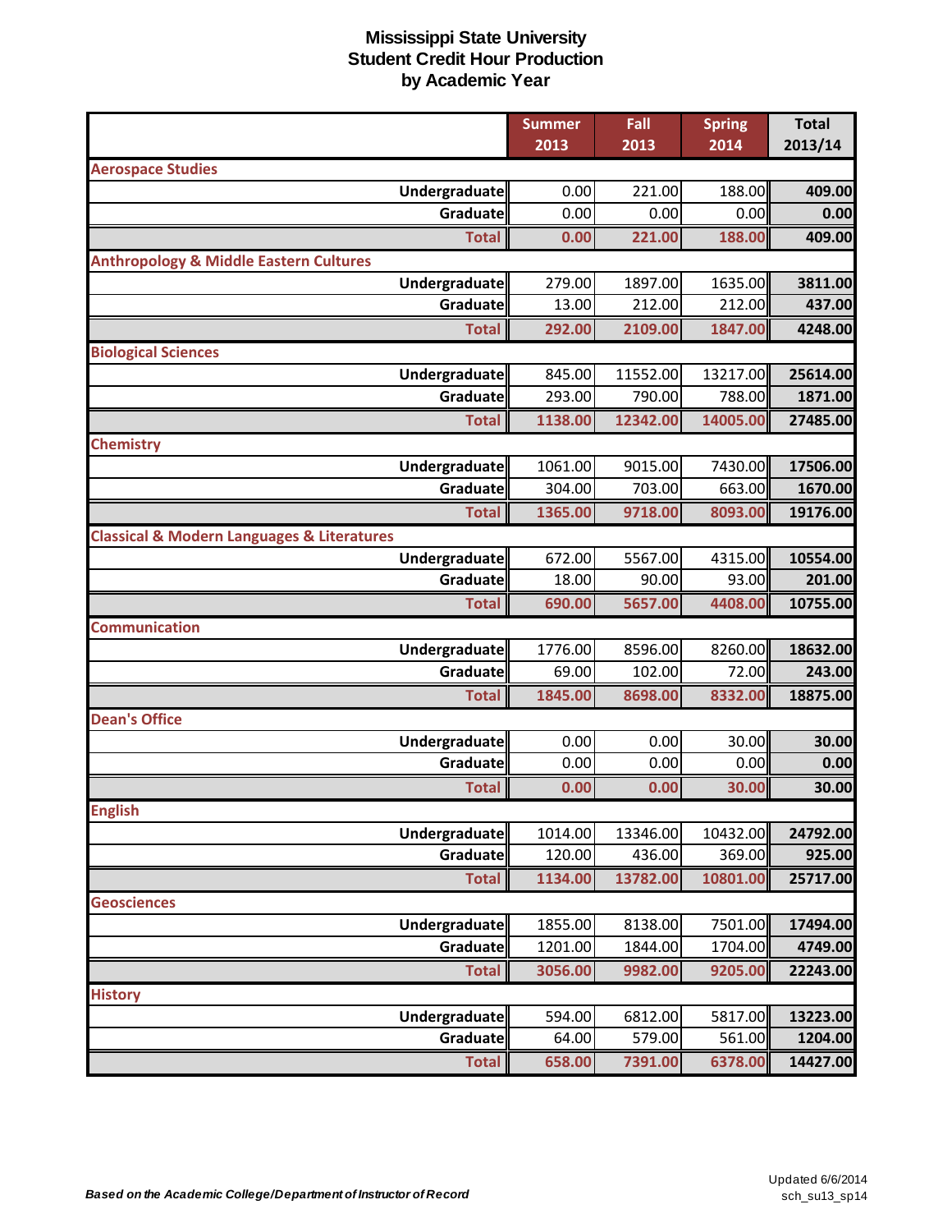# Mississippi State University
## Student Credit Hour Production
## by Academic Year

| | Summer 2013 | Fall 2013 | Spring 2014 | Total 2013/14 |
|---|---|---|---|---|
| **Aerospace Studies** | | | | |
| Undergraduate | 0.00 | 221.00 | 188.00 | 409.00 |
| Graduate | 0.00 | 0.00 | 0.00 | 0.00 |
| Total | 0.00 | 221.00 | 188.00 | 409.00 |
| **Anthropology & Middle Eastern Cultures** | | | | |
| Undergraduate | 279.00 | 1897.00 | 1635.00 | 3811.00 |
| Graduate | 13.00 | 212.00 | 212.00 | 437.00 |
| Total | 292.00 | 2109.00 | 1847.00 | 4248.00 |
| **Biological Sciences** | | | | |
| Undergraduate | 845.00 | 11552.00 | 13217.00 | 25614.00 |
| Graduate | 293.00 | 790.00 | 788.00 | 1871.00 |
| Total | 1138.00 | 12342.00 | 14005.00 | 27485.00 |
| **Chemistry** | | | | |
| Undergraduate | 1061.00 | 9015.00 | 7430.00 | 17506.00 |
| Graduate | 304.00 | 703.00 | 663.00 | 1670.00 |
| Total | 1365.00 | 9718.00 | 8093.00 | 19176.00 |
| **Classical & Modern Languages & Literatures** | | | | |
| Undergraduate | 672.00 | 5567.00 | 4315.00 | 10554.00 |
| Graduate | 18.00 | 90.00 | 93.00 | 201.00 |
| Total | 690.00 | 5657.00 | 4408.00 | 10755.00 |
| **Communication** | | | | |
| Undergraduate | 1776.00 | 8596.00 | 8260.00 | 18632.00 |
| Graduate | 69.00 | 102.00 | 72.00 | 243.00 |
| Total | 1845.00 | 8698.00 | 8332.00 | 18875.00 |
| **Dean's Office** | | | | |
| Undergraduate | 0.00 | 0.00 | 30.00 | 30.00 |
| Graduate | 0.00 | 0.00 | 0.00 | 0.00 |
| Total | 0.00 | 0.00 | 30.00 | 30.00 |
| **English** | | | | |
| Undergraduate | 1014.00 | 13346.00 | 10432.00 | 24792.00 |
| Graduate | 120.00 | 436.00 | 369.00 | 925.00 |
| Total | 1134.00 | 13782.00 | 10801.00 | 25717.00 |
| **Geosciences** | | | | |
| Undergraduate | 1855.00 | 8138.00 | 7501.00 | 17494.00 |
| Graduate | 1201.00 | 1844.00 | 1704.00 | 4749.00 |
| Total | 3056.00 | 9982.00 | 9205.00 | 22243.00 |
| **History** | | | | |
| Undergraduate | 594.00 | 6812.00 | 5817.00 | 13223.00 |
| Graduate | 64.00 | 579.00 | 561.00 | 1204.00 |
| Total | 658.00 | 7391.00 | 6378.00 | 14427.00 |

*Based on the Academic College/Department of Instructor of Record*

Updated 6/6/2014
sch_su13_sp14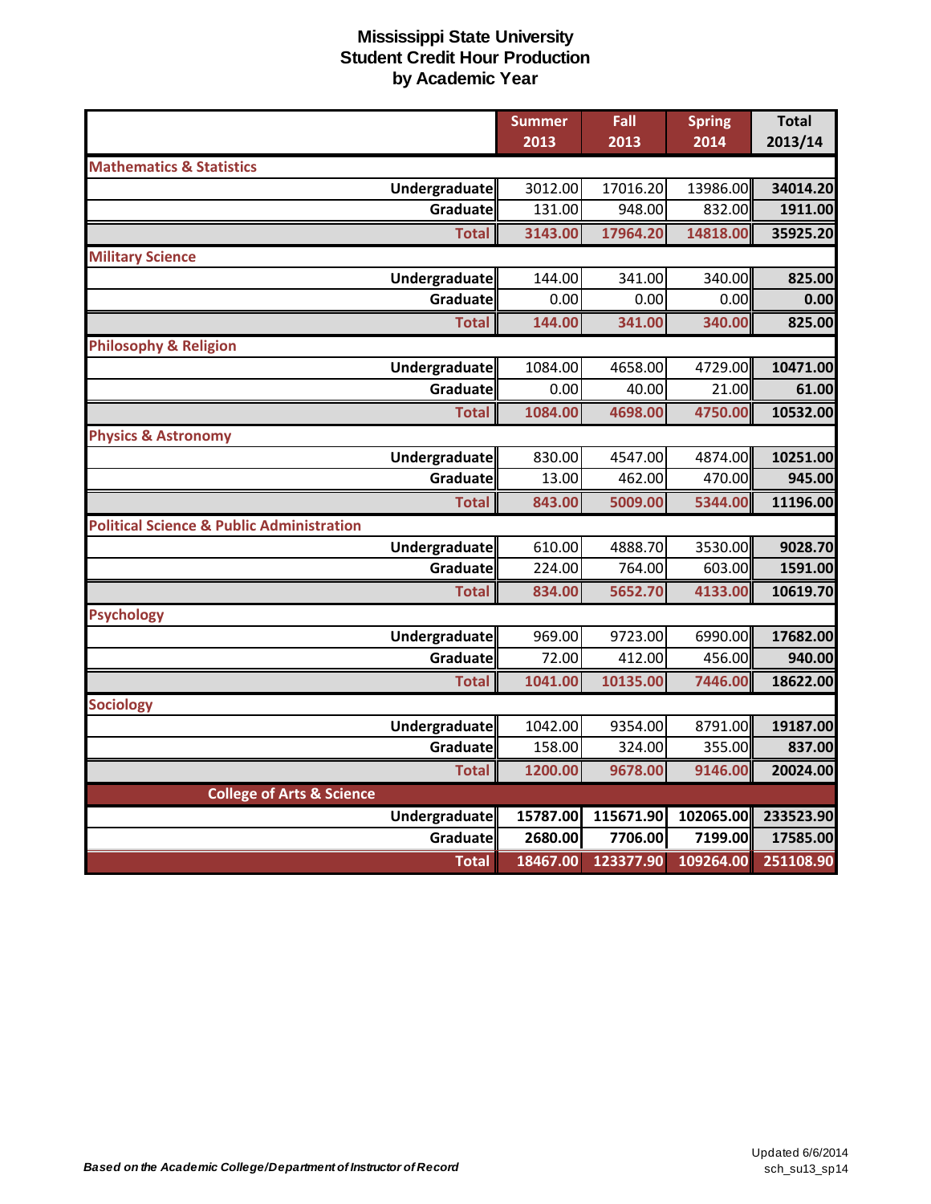# Mississippi State University
## Student Credit Hour Production
### by Academic Year

| | Summer 2013 | Fall 2013 | Spring 2014 | Total 2013/14 |
|---|---|---|---|---|
| **Mathematics & Statistics** | | | | |
| Undergraduate | 3012.00 | 17016.20 | 13986.00 | **34014.20** |
| Graduate | 131.00 | 948.00 | 832.00 | **1911.00** |
| **Total** | **3143.00** | **17964.20** | **14818.00** | **35925.20** |
| **Military Science** | | | | |
| Undergraduate | 144.00 | 341.00 | 340.00 | **825.00** |
| Graduate | 0.00 | 0.00 | 0.00 | **0.00** |
| **Total** | **144.00** | **341.00** | **340.00** | **825.00** |
| **Philosophy & Religion** | | | | |
| Undergraduate | 1084.00 | 4658.00 | 4729.00 | **10471.00** |
| Graduate | 0.00 | 40.00 | 21.00 | **61.00** |
| **Total** | **1084.00** | **4698.00** | **4750.00** | **10532.00** |
| **Physics & Astronomy** | | | | |
| Undergraduate | 830.00 | 4547.00 | 4874.00 | **10251.00** |
| Graduate | 13.00 | 462.00 | 470.00 | **945.00** |
| **Total** | **843.00** | **5009.00** | **5344.00** | **11196.00** |
| **Political Science & Public Administration** | | | | |
| Undergraduate | 610.00 | 4888.70 | 3530.00 | **9028.70** |
| Graduate | 224.00 | 764.00 | 603.00 | **1591.00** |
| **Total** | **834.00** | **5652.70** | **4133.00** | **10619.70** |
| **Psychology** | | | | |
| Undergraduate | 969.00 | 9723.00 | 6990.00 | **17682.00** |
| Graduate | 72.00 | 412.00 | 456.00 | **940.00** |
| **Total** | **1041.00** | **10135.00** | **7446.00** | **18622.00** |
| **Sociology** | | | | |
| Undergraduate | 1042.00 | 9354.00 | 8791.00 | **19187.00** |
| Graduate | 158.00 | 324.00 | 355.00 | **837.00** |
| **Total** | **1200.00** | **9678.00** | **9146.00** | **20024.00** |
| **College of Arts & Science** | | | | |
| Undergraduate | **15787.00** | **115671.90** | **102065.00** | **233523.90** |
| Graduate | **2680.00** | **7706.00** | **7199.00** | **17585.00** |
| **Total** | **18467.00** | **123377.90** | **109264.00** | **251108.90** |

***Based on the Academic College/Department of Instructor of Record***

Updated 6/6/2014
sch_su13_sp14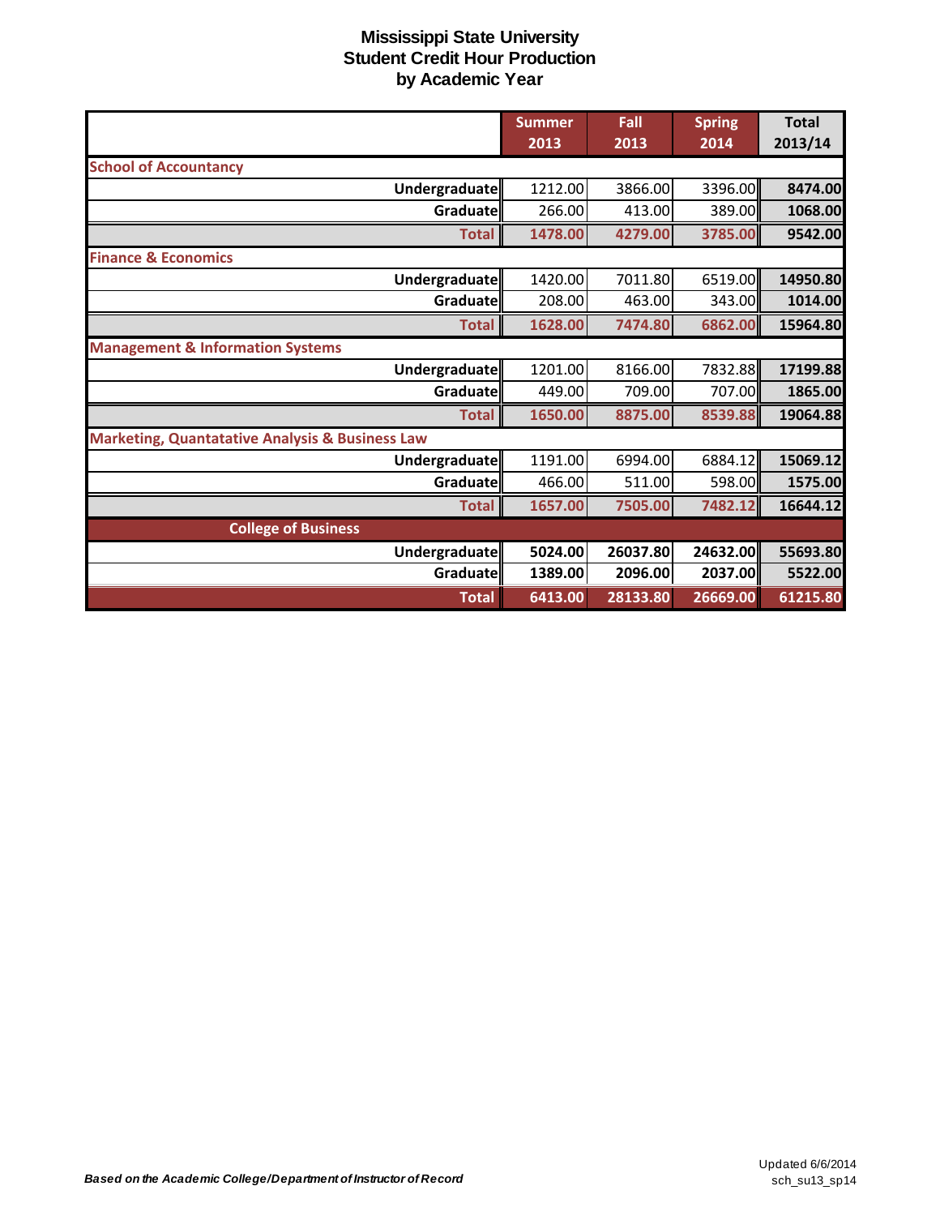# Mississippi State University
## Student Credit Hour Production
## by Academic Year

| | Summer 2013 | Fall 2013 | Spring 2014 | Total 2013/14 |
|---|---|---|---|---|
| **School of Accountancy** | | | | |
| **Undergraduate** | 1212.00 | 3866.00 | 3396.00 | **8474.00** |
| **Graduate** | 266.00 | 413.00 | 389.00 | **1068.00** |
| **Total** | **1478.00** | **4279.00** | **3785.00** | **9542.00** |
| **Finance & Economics** | | | | |
| **Undergraduate** | 1420.00 | 7011.80 | 6519.00 | **14950.80** |
| **Graduate** | 208.00 | 463.00 | 343.00 | **1014.00** |
| **Total** | **1628.00** | **7474.80** | **6862.00** | **15964.80** |
| **Management & Information Systems** | | | | |
| **Undergraduate** | 1201.00 | 8166.00 | 7832.88 | **17199.88** |
| **Graduate** | 449.00 | 709.00 | 707.00 | **1865.00** |
| **Total** | **1650.00** | **8875.00** | **8539.88** | **19064.88** |
| **Marketing, Quantatative Analysis & Business Law** | | | | |
| **Undergraduate** | 1191.00 | 6994.00 | 6884.12 | **15069.12** |
| **Graduate** | 466.00 | 511.00 | 598.00 | **1575.00** |
| **Total** | **1657.00** | **7505.00** | **7482.12** | **16644.12** |
| **College of Business** | | | | |
| **Undergraduate** | **5024.00** | **26037.80** | **24632.00** | **55693.80** |
| **Graduate** | **1389.00** | **2096.00** | **2037.00** | **5522.00** |
| **Total** | **6413.00** | **28133.80** | **26669.00** | **61215.80** |

***Based on the Academic College/Department of Instructor of Record***

Updated 6/6/2014
sch_su13_sp14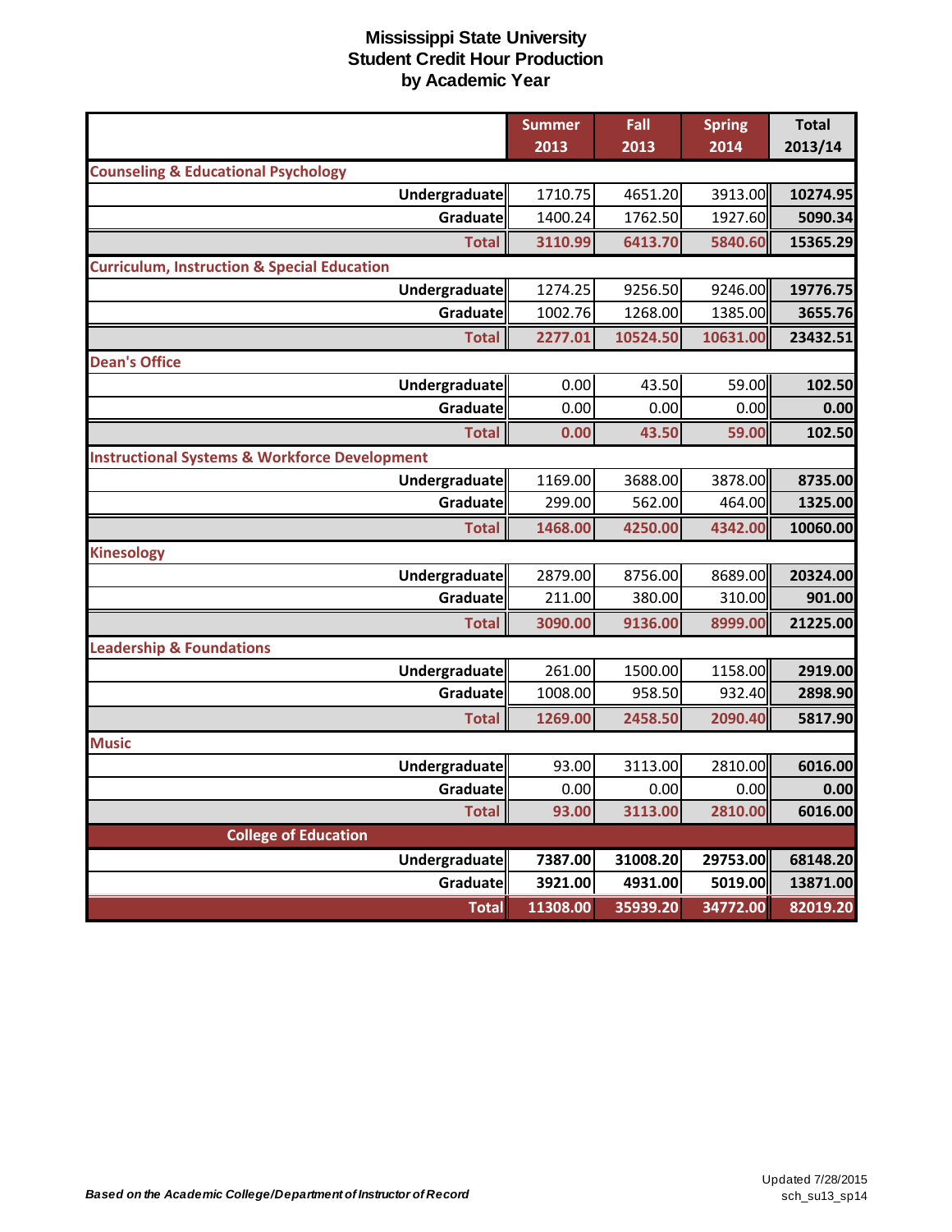# Mississippi State University
## Student Credit Hour Production
## by Academic Year

| | Summer 2013 | Fall 2013 | Spring 2014 | Total 2013/14 |
|---|---|---|---|---|
| **Counseling & Educational Psychology** | | | | |
| Undergraduate | 1710.75 | 4651.20 | 3913.00 | 10274.95 |
| Graduate | 1400.24 | 1762.50 | 1927.60 | 5090.34 |
| Total | 3110.99 | 6413.70 | 5840.60 | 15365.29 |
| **Curriculum, Instruction & Special Education** | | | | |
| Undergraduate | 1274.25 | 9256.50 | 9246.00 | 19776.75 |
| Graduate | 1002.76 | 1268.00 | 1385.00 | 3655.76 |
| Total | 2277.01 | 10524.50 | 10631.00 | 23432.51 |
| **Dean's Office** | | | | |
| Undergraduate | 0.00 | 43.50 | 59.00 | 102.50 |
| Graduate | 0.00 | 0.00 | 0.00 | 0.00 |
| Total | 0.00 | 43.50 | 59.00 | 102.50 |
| **Instructional Systems & Workforce Development** | | | | |
| Undergraduate | 1169.00 | 3688.00 | 3878.00 | 8735.00 |
| Graduate | 299.00 | 562.00 | 464.00 | 1325.00 |
| Total | 1468.00 | 4250.00 | 4342.00 | 10060.00 |
| **Kinesiology** | | | | |
| Undergraduate | 2879.00 | 8756.00 | 8689.00 | 20324.00 |
| Graduate | 211.00 | 380.00 | 310.00 | 901.00 |
| Total | 3090.00 | 9136.00 | 8999.00 | 21225.00 |
| **Leadership & Foundations** | | | | |
| Undergraduate | 261.00 | 1500.00 | 1158.00 | 2919.00 |
| Graduate | 1008.00 | 958.50 | 932.40 | 2898.90 |
| Total | 1269.00 | 2458.50 | 2090.40 | 5817.90 |
| **Music** | | | | |
| Undergraduate | 93.00 | 3113.00 | 2810.00 | 6016.00 |
| Graduate | 0.00 | 0.00 | 0.00 | 0.00 |
| Total | 93.00 | 3113.00 | 2810.00 | 6016.00 |
| **College of Education** | | | | |
| Undergraduate | 7387.00 | 31008.20 | 29753.00 | 68148.20 |
| Graduate | 3921.00 | 4931.00 | 5019.00 | 13871.00 |
| Total | 11308.00 | 35939.20 | 34772.00 | 82019.20 |

*Based on the Academic College/Department of Instructor of Record*

Updated 7/28/2015
sch_su13_sp14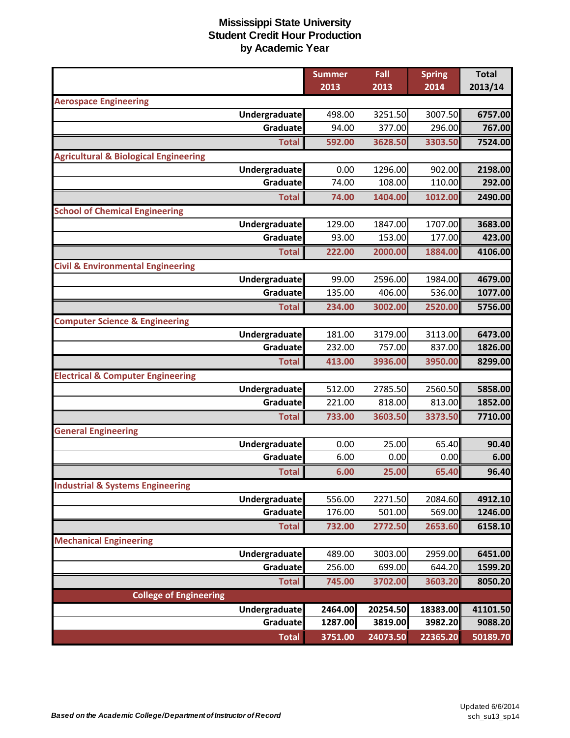# Mississippi State University
## Student Credit Hour Production
## by Academic Year

| | Summer 2013 | Fall 2013 | Spring 2014 | Total 2013/14 |
|---|---|---|---|---|
| **Aerospace Engineering** | | | | |
| Undergraduate | 498.00 | 3251.50 | 3007.50 | **6757.00** |
| Graduate | 94.00 | 377.00 | 296.00 | **767.00** |
| **Total** | **592.00** | **3628.50** | **3303.50** | **7524.00** |
| **Agricultural & Biological Engineering** | | | | |
| Undergraduate | 0.00 | 1296.00 | 902.00 | **2198.00** |
| Graduate | 74.00 | 108.00 | 110.00 | **292.00** |
| **Total** | **74.00** | **1404.00** | **1012.00** | **2490.00** |
| **School of Chemical Engineering** | | | | |
| Undergraduate | 129.00 | 1847.00 | 1707.00 | **3683.00** |
| Graduate | 93.00 | 153.00 | 177.00 | **423.00** |
| **Total** | **222.00** | **2000.00** | **1884.00** | **4106.00** |
| **Civil & Environmental Engineering** | | | | |
| Undergraduate | 99.00 | 2596.00 | 1984.00 | **4679.00** |
| Graduate | 135.00 | 406.00 | 536.00 | **1077.00** |
| **Total** | **234.00** | **3002.00** | **2520.00** | **5756.00** |
| **Computer Science & Engineering** | | | | |
| Undergraduate | 181.00 | 3179.00 | 3113.00 | **6473.00** |
| Graduate | 232.00 | 757.00 | 837.00 | **1826.00** |
| **Total** | **413.00** | **3936.00** | **3950.00** | **8299.00** |
| **Electrical & Computer Engineering** | | | | |
| Undergraduate | 512.00 | 2785.50 | 2560.50 | **5858.00** |
| Graduate | 221.00 | 818.00 | 813.00 | **1852.00** |
| **Total** | **733.00** | **3603.50** | **3373.50** | **7710.00** |
| **General Engineering** | | | | |
| Undergraduate | 0.00 | 25.00 | 65.40 | **90.40** |
| Graduate | 6.00 | 0.00 | 0.00 | **6.00** |
| **Total** | **6.00** | **25.00** | **65.40** | **96.40** |
| **Industrial & Systems Engineering** | | | | |
| Undergraduate | 556.00 | 2271.50 | 2084.60 | **4912.10** |
| Graduate | 176.00 | 501.00 | 569.00 | **1246.00** |
| **Total** | **732.00** | **2772.50** | **2653.60** | **6158.10** |
| **Mechanical Engineering** | | | | |
| Undergraduate | 489.00 | 3003.00 | 2959.00 | **6451.00** |
| Graduate | 256.00 | 699.00 | 644.20 | **1599.20** |
| **Total** | **745.00** | **3702.00** | **3603.20** | **8050.20** |
| **College of Engineering** | | | | |
| Undergraduate | **2464.00** | **20254.50** | **18383.00** | **41101.50** |
| Graduate | **1287.00** | **3819.00** | **3982.20** | **9088.20** |
| **Total** | **3751.00** | **24073.50** | **22365.20** | **50189.70** |

***Based on the Academic College/Department of Instructor of Record***

Updated 6/6/2014
sch_su13_sp14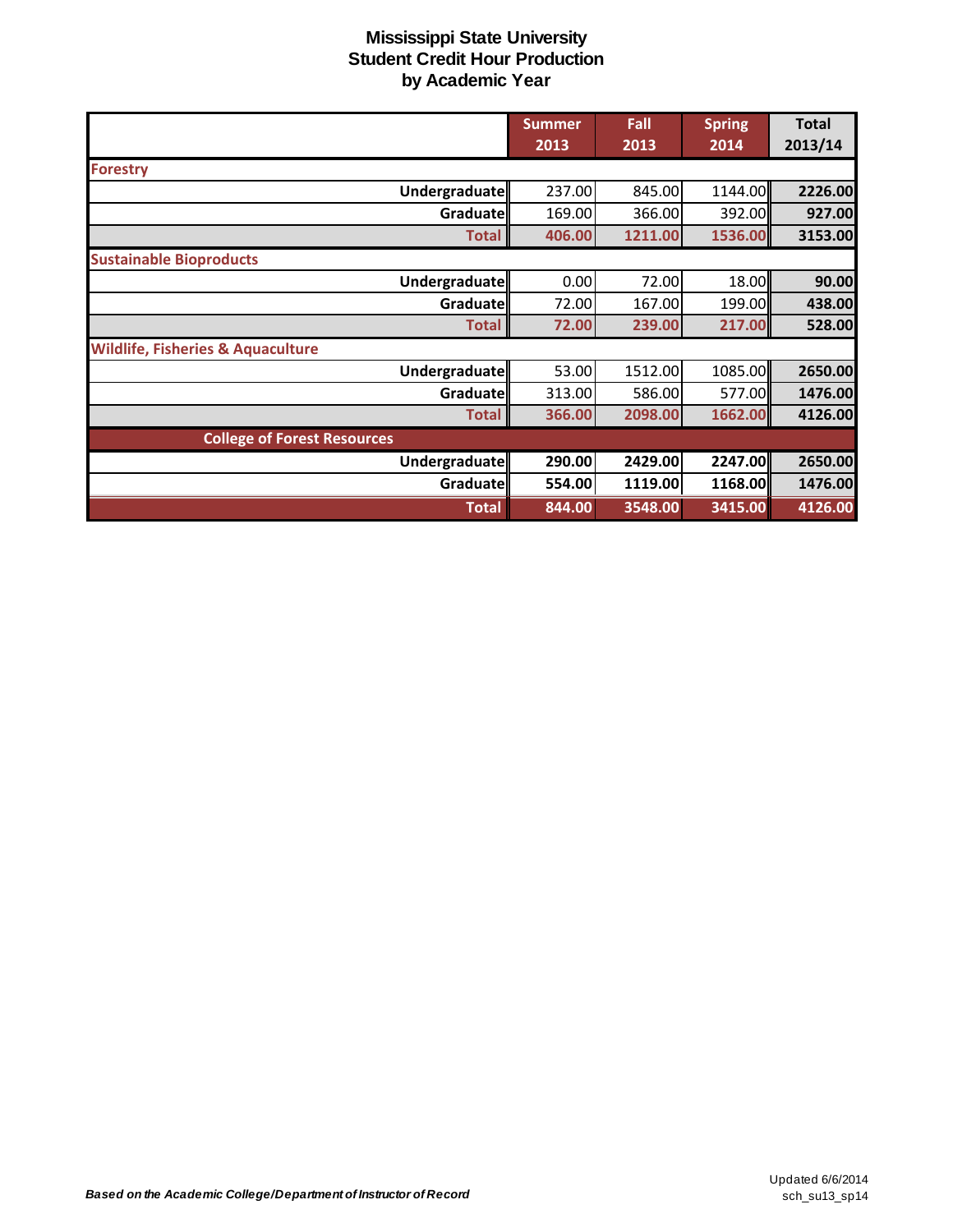# Mississippi State University
## Student Credit Hour Production
## by Academic Year

| | Summer 2013 | Fall 2013 | Spring 2014 | Total 2013/14 |
|---|---|---|---|---|
| **Forestry** | | | | |
| Undergraduate | 237.00 | 845.00 | 1144.00 | 2226.00 |
| Graduate | 169.00 | 366.00 | 392.00 | 927.00 |
| Total | 406.00 | 1211.00 | 1536.00 | 3153.00 |
| **Sustainable Bioproducts** | | | | |
| Undergraduate | 0.00 | 72.00 | 18.00 | 90.00 |
| Graduate | 72.00 | 167.00 | 199.00 | 438.00 |
| Total | 72.00 | 239.00 | 217.00 | 528.00 |
| **Wildlife, Fisheries & Aquaculture** | | | | |
| Undergraduate | 53.00 | 1512.00 | 1085.00 | 2650.00 |
| Graduate | 313.00 | 586.00 | 577.00 | 1476.00 |
| Total | 366.00 | 2098.00 | 1662.00 | 4126.00 |
| **College of Forest Resources** | | | | |
| Undergraduate | 290.00 | 2429.00 | 2247.00 | 2650.00 |
| Graduate | 554.00 | 1119.00 | 1168.00 | 1476.00 |
| Total | 844.00 | 3548.00 | 3415.00 | 4126.00 |

*Based on the Academic College/Department of Instructor of Record*

Updated 6/6/2014
sch_su13_sp14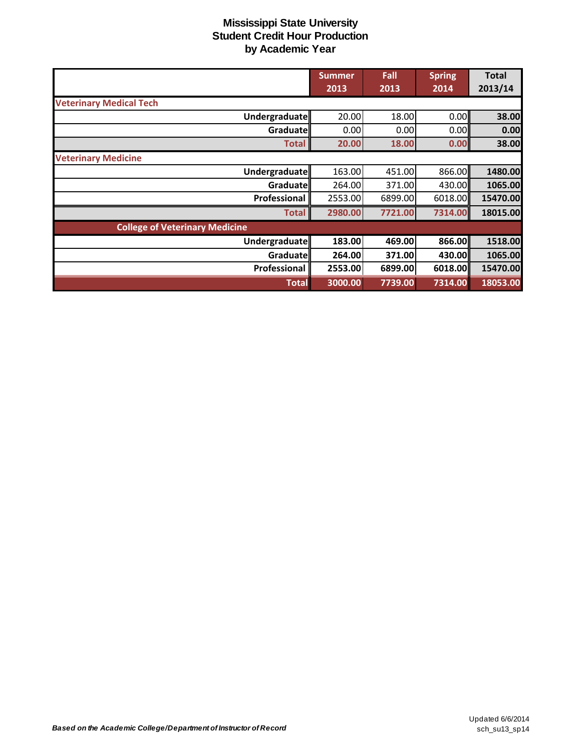# Mississippi State University
## Student Credit Hour Production
## by Academic Year

| | Summer 2013 | Fall 2013 | Spring 2014 | Total 2013/14 |
|---|---|---|---|---|
| **Veterinary Medical Tech** | | | | |
| **Undergraduate** | 20.00 | 18.00 | 0.00 | **38.00** |
| **Graduate** | 0.00 | 0.00 | 0.00 | **0.00** |
| **Total** | **20.00** | **18.00** | **0.00** | **38.00** |
| **Veterinary Medicine** | | | | |
| **Undergraduate** | 163.00 | 451.00 | 866.00 | **1480.00** |
| **Graduate** | 264.00 | 371.00 | 430.00 | **1065.00** |
| **Professional** | 2553.00 | 6899.00 | 6018.00 | **15470.00** |
| **Total** | **2980.00** | **7721.00** | **7314.00** | **18015.00** |
| **College of Veterinary Medicine** | | | | |
| **Undergraduate** | **183.00** | **469.00** | **866.00** | **1518.00** |
| **Graduate** | **264.00** | **371.00** | **430.00** | **1065.00** |
| **Professional** | **2553.00** | **6899.00** | **6018.00** | **15470.00** |
| **Total** | **3000.00** | **7739.00** | **7314.00** | **18053.00** |

***Based on the Academic College/Department of Instructor of Record***

Updated 6/6/2014
sch_su13_sp14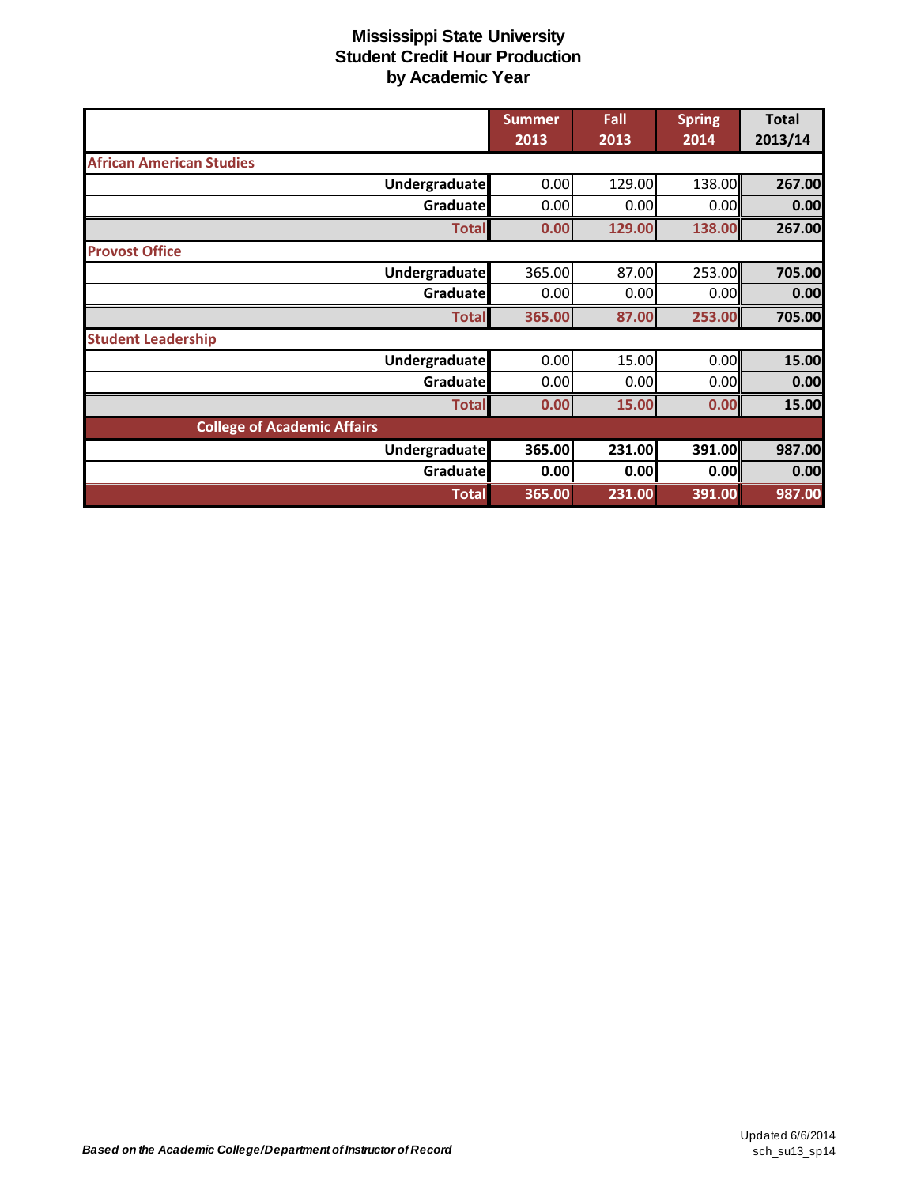# Mississippi State University
## Student Credit Hour Production
## by Academic Year

| | Summer 2013 | Fall 2013 | Spring 2014 | Total 2013/14 |
|---|---|---|---|---|
| **African American Studies** | | | | |
| **Undergraduate** | 0.00 | 129.00 | 138.00 | **267.00** |
| **Graduate** | 0.00 | 0.00 | 0.00 | **0.00** |
| **Total** | **0.00** | **129.00** | **138.00** | **267.00** |
| **Provost Office** | | | | |
| **Undergraduate** | 365.00 | 87.00 | 253.00 | **705.00** |
| **Graduate** | 0.00 | 0.00 | 0.00 | **0.00** |
| **Total** | **365.00** | **87.00** | **253.00** | **705.00** |
| **Student Leadership** | | | | |
| **Undergraduate** | 0.00 | 15.00 | 0.00 | **15.00** |
| **Graduate** | 0.00 | 0.00 | 0.00 | **0.00** |
| **Total** | **0.00** | **15.00** | **0.00** | **15.00** |
| **College of Academic Affairs** | | | | |
| **Undergraduate** | **365.00** | **231.00** | **391.00** | **987.00** |
| **Graduate** | **0.00** | **0.00** | **0.00** | **0.00** |
| **Total** | **365.00** | **231.00** | **391.00** | **987.00** |

***Based on the Academic College/Department of Instructor of Record***

Updated 6/6/2014
sch_su13_sp14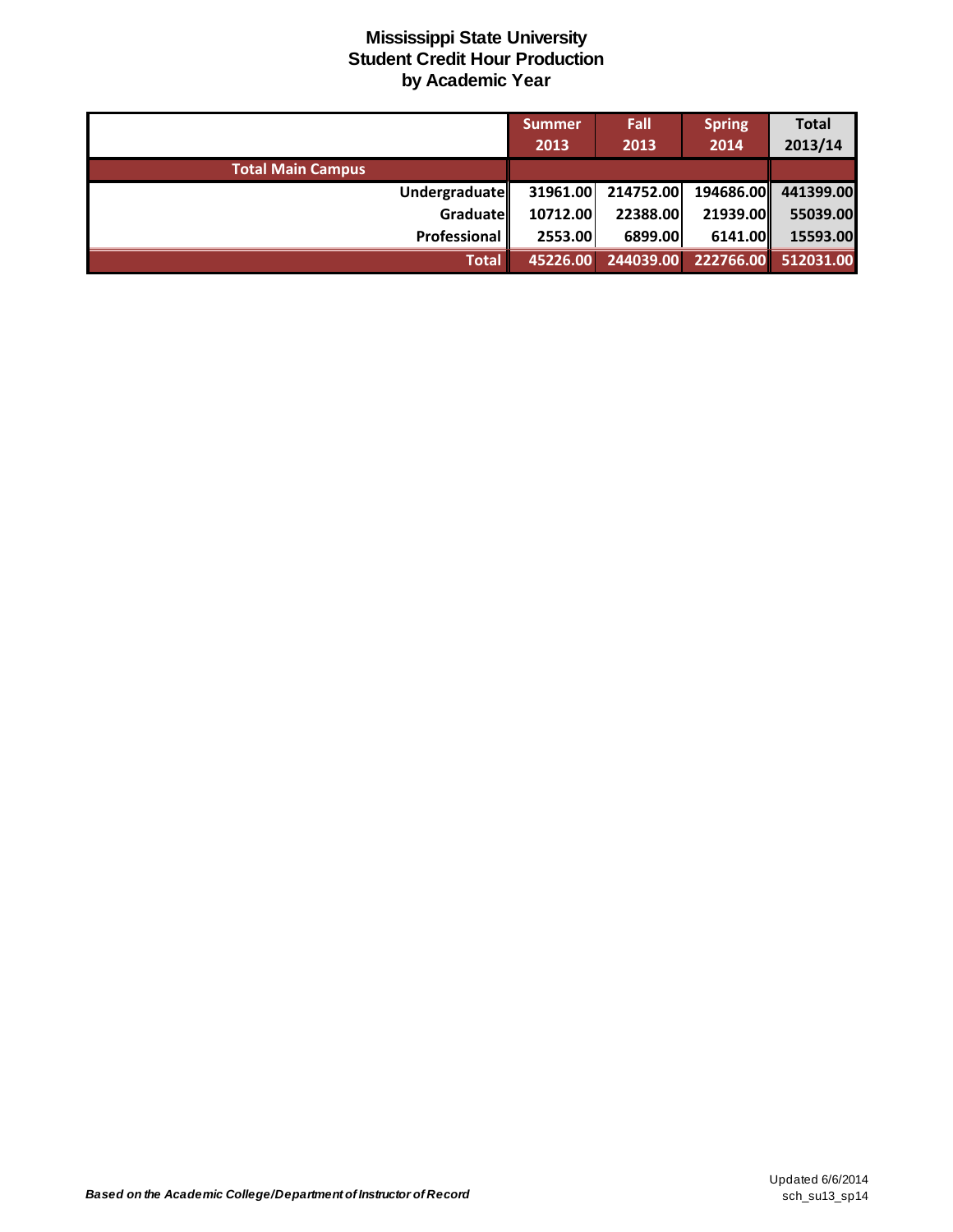# Mississippi State University
## Student Credit Hour Production
## by Academic Year

| | Summer 2013 | Fall 2013 | Spring 2014 | Total 2013/14 |
|---|---|---|---|---|
| **Total Main Campus** | | | | |
| Undergraduate | 31961.00 | 214752.00 | 194686.00 | 441399.00 |
| Graduate | 10712.00 | 22388.00 | 21939.00 | 55039.00 |
| Professional | 2553.00 | 6899.00 | 6141.00 | 15593.00 |
| **Total** | 45226.00 | 244039.00 | 222766.00 | 512031.00 |

*Based on the Academic College/Department of Instructor of Record*

Updated 6/6/2014
sch_su13_sp14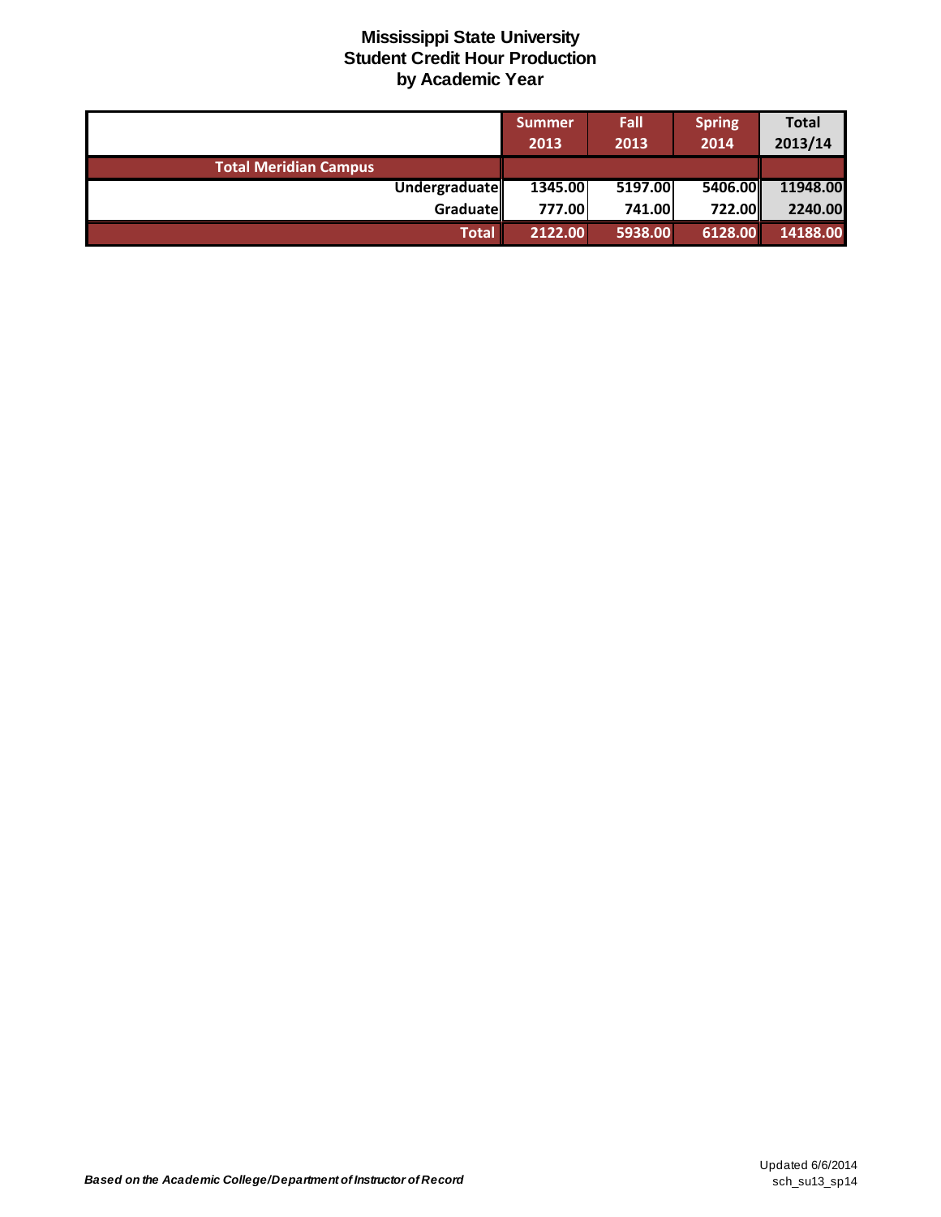# Mississippi State University
## Student Credit Hour Production
## by Academic Year

| | Summer 2013 | Fall 2013 | Spring 2014 | Total 2013/14 |
|---|---|---|---|---|
| **Total Meridian Campus** | | | | |
| Undergraduate | 1345.00 | 5197.00 | 5406.00 | 11948.00 |
| Graduate | 777.00 | 741.00 | 722.00 | 2240.00 |
| **Total** | **2122.00** | **5938.00** | **6128.00** | **14188.00** |

*Based on the Academic College/Department of Instructor of Record*

Updated 6/6/2014
sch_su13_sp14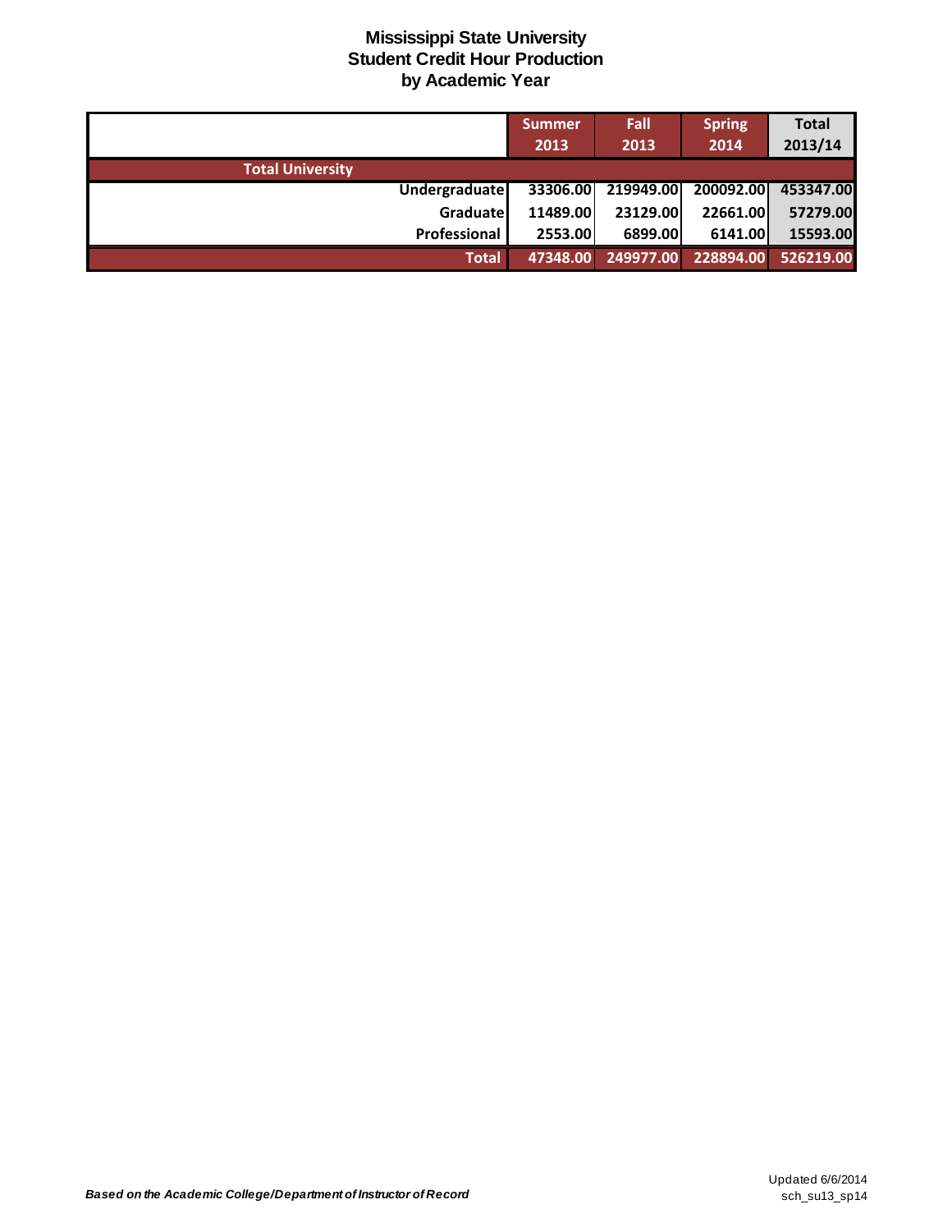# Mississippi State University
## Student Credit Hour Production
### by Academic Year

| | Summer 2013 | Fall 2013 | Spring 2014 | Total 2013/14 |
|---|---|---|---|---|
| **Total University** | | | | |
| Undergraduate | 33306.00 | 219949.00 | 200092.00 | 453347.00 |
| Graduate | 11489.00 | 23129.00 | 22661.00 | 57279.00 |
| Professional | 2553.00 | 6899.00 | 6141.00 | 15593.00 |
| **Total** | **47348.00** | **249977.00** | **228894.00** | **526219.00** |

***Based on the Academic College/Department of Instructor of Record***

Updated 6/6/2014
sch_su13_sp14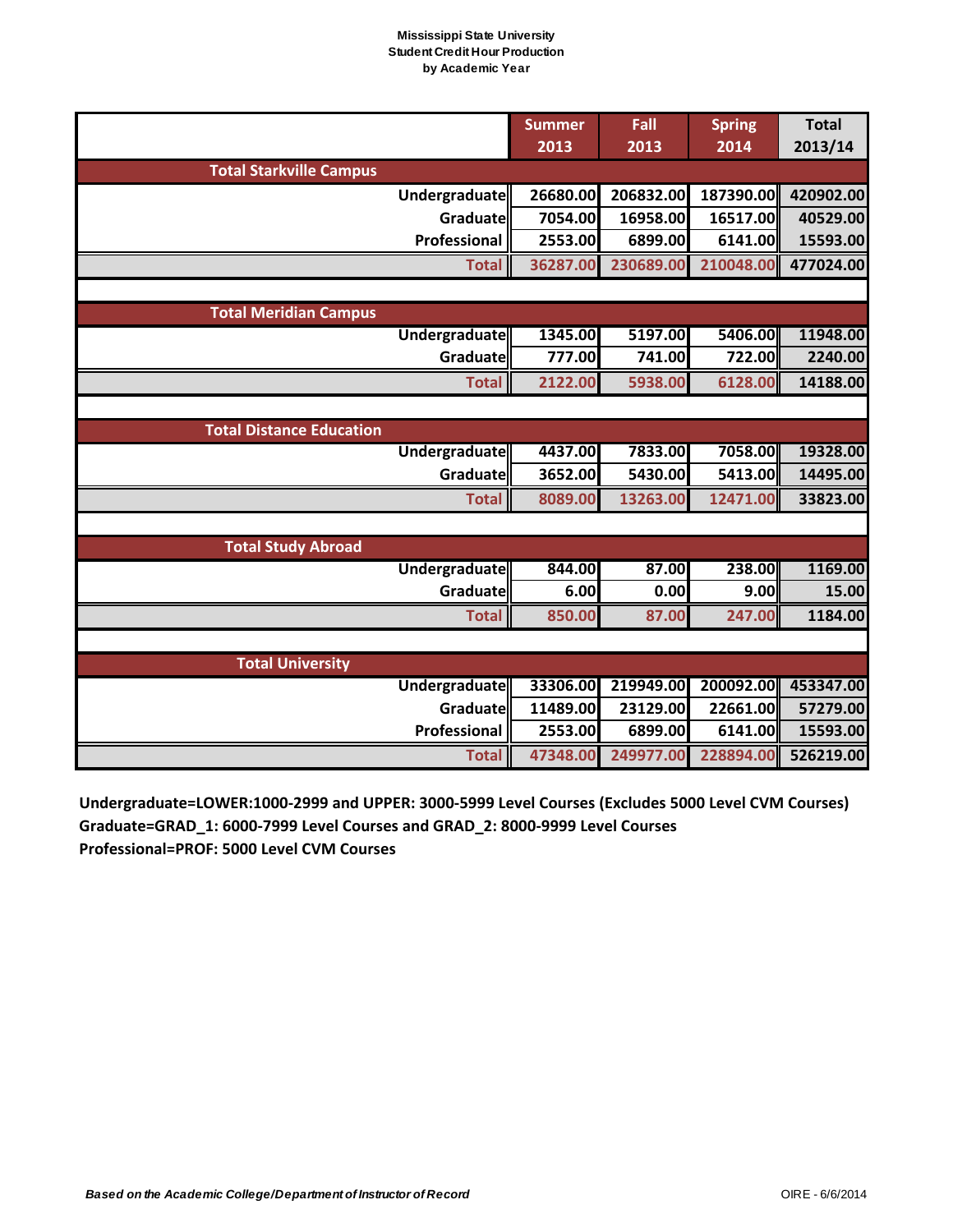**Mississippi State University**
**Student Credit Hour Production**
**by Academic Year**

| | Summer 2013 | Fall 2013 | Spring 2014 | Total 2013/14 |
|---|---|---|---|---|
| **Total Starkville Campus** | | | | |
| Undergraduate | 26680.00 | 206832.00 | 187390.00 | 420902.00 |
| Graduate | 7054.00 | 16958.00 | 16517.00 | 40529.00 |
| Professional | 2553.00 | 6899.00 | 6141.00 | 15593.00 |
| Total | 36287.00 | 230689.00 | 210048.00 | 477024.00 |
| **Total Meridian Campus** | | | | |
| Undergraduate | 1345.00 | 5197.00 | 5406.00 | 11948.00 |
| Graduate | 777.00 | 741.00 | 722.00 | 2240.00 |
| Total | 2122.00 | 5938.00 | 6128.00 | 14188.00 |
| **Total Distance Education** | | | | |
| Undergraduate | 4437.00 | 7833.00 | 7058.00 | 19328.00 |
| Graduate | 3652.00 | 5430.00 | 5413.00 | 14495.00 |
| Total | 8089.00 | 13263.00 | 12471.00 | 33823.00 |
| **Total Study Abroad** | | | | |
| Undergraduate | 844.00 | 87.00 | 238.00 | 1169.00 |
| Graduate | 6.00 | 0.00 | 9.00 | 15.00 |
| Total | 850.00 | 87.00 | 247.00 | 1184.00 |
| **Total University** | | | | |
| Undergraduate | 33306.00 | 219949.00 | 200092.00 | 453347.00 |
| Graduate | 11489.00 | 23129.00 | 22661.00 | 57279.00 |
| Professional | 2553.00 | 6899.00 | 6141.00 | 15593.00 |
| Total | 47348.00 | 249977.00 | 228894.00 | 526219.00 |

**Undergraduate=LOWER:1000-2999 and UPPER: 3000-5999 Level Courses (Excludes 5000 Level CVM Courses)**
**Graduate=GRAD_1: 6000-7999 Level Courses and GRAD_2: 8000-9999 Level Courses**
**Professional=PROF: 5000 Level CVM Courses**

***Based on the Academic College/Department of Instructor of Record***

OIRE - 6/6/2014